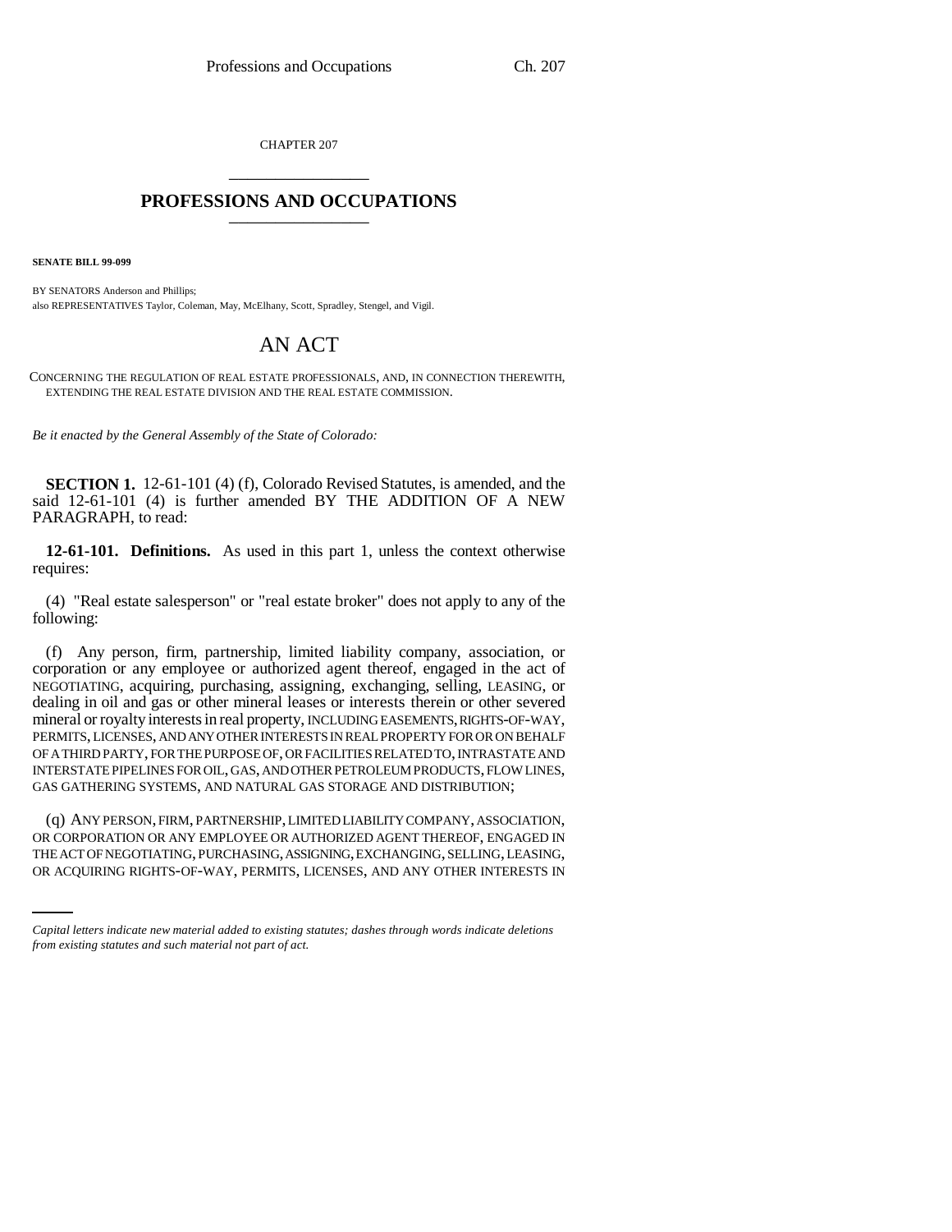CHAPTER 207

# PROFESSIONS AND OCCUPATIONS

**SENATE BILL 99-099**

BY SENATORS Anderson and Phillips;
also REPRESENTATIVES Taylor, Coleman, May, McElhany, Scott, Spradley, Stengel, and Vigil.

# AN ACT

CONCERNING THE REGULATION OF REAL ESTATE PROFESSIONALS, AND, IN CONNECTION THEREWITH, EXTENDING THE REAL ESTATE DIVISION AND THE REAL ESTATE COMMISSION.

*Be it enacted by the General Assembly of the State of Colorado:*

**SECTION 1.** 12-61-101 (4) (f), Colorado Revised Statutes, is amended, and the said 12-61-101 (4) is further amended BY THE ADDITION OF A NEW PARAGRAPH, to read:

**12-61-101. Definitions.** As used in this part 1, unless the context otherwise requires:

(4) "Real estate salesperson" or "real estate broker" does not apply to any of the following:

(f) Any person, firm, partnership, limited liability company, association, or corporation or any employee or authorized agent thereof, engaged in the act of NEGOTIATING, acquiring, purchasing, assigning, exchanging, selling, LEASING, or dealing in oil and gas or other mineral leases or interests therein or other severed mineral or royalty interests in real property, INCLUDING EASEMENTS, RIGHTS-OF-WAY, PERMITS, LICENSES, AND ANY OTHER INTERESTS IN REAL PROPERTY FOR OR ON BEHALF OF A THIRD PARTY, FOR THE PURPOSE OF, OR FACILITIES RELATED TO, INTRASTATE AND INTERSTATE PIPELINES FOR OIL, GAS, AND OTHER PETROLEUM PRODUCTS, FLOW LINES, GAS GATHERING SYSTEMS, AND NATURAL GAS STORAGE AND DISTRIBUTION;

(q) ANY PERSON, FIRM, PARTNERSHIP, LIMITED LIABILITY COMPANY, ASSOCIATION, OR CORPORATION OR ANY EMPLOYEE OR AUTHORIZED AGENT THEREOF, ENGAGED IN THE ACT OF NEGOTIATING, PURCHASING, ASSIGNING, EXCHANGING, SELLING, LEASING, OR ACQUIRING RIGHTS-OF-WAY, PERMITS, LICENSES, AND ANY OTHER INTERESTS IN

*Capital letters indicate new material added to existing statutes; dashes through words indicate deletions from existing statutes and such material not part of act.*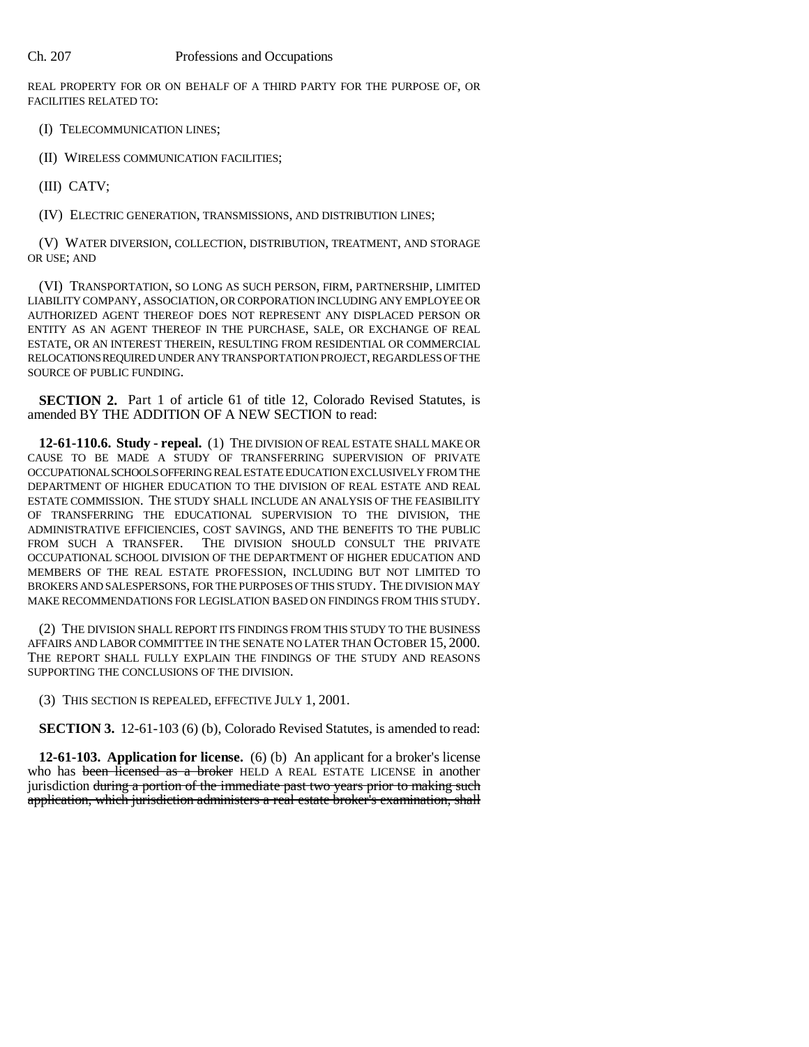REAL PROPERTY FOR OR ON BEHALF OF A THIRD PARTY FOR THE PURPOSE OF, OR FACILITIES RELATED TO:

(I) TELECOMMUNICATION LINES;

(II) WIRELESS COMMUNICATION FACILITIES;

(III) CATV;

(IV) ELECTRIC GENERATION, TRANSMISSIONS, AND DISTRIBUTION LINES;

(V) WATER DIVERSION, COLLECTION, DISTRIBUTION, TREATMENT, AND STORAGE OR USE; AND

(VI) TRANSPORTATION, SO LONG AS SUCH PERSON, FIRM, PARTNERSHIP, LIMITED LIABILITY COMPANY, ASSOCIATION, OR CORPORATION INCLUDING ANY EMPLOYEE OR AUTHORIZED AGENT THEREOF DOES NOT REPRESENT ANY DISPLACED PERSON OR ENTITY AS AN AGENT THEREOF IN THE PURCHASE, SALE, OR EXCHANGE OF REAL ESTATE, OR AN INTEREST THEREIN, RESULTING FROM RESIDENTIAL OR COMMERCIAL RELOCATIONS REQUIRED UNDER ANY TRANSPORTATION PROJECT, REGARDLESS OF THE SOURCE OF PUBLIC FUNDING.

**SECTION 2.** Part 1 of article 61 of title 12, Colorado Revised Statutes, is amended BY THE ADDITION OF A NEW SECTION to read:

**12-61-110.6. Study - repeal.** (1) THE DIVISION OF REAL ESTATE SHALL MAKE OR CAUSE TO BE MADE A STUDY OF TRANSFERRING SUPERVISION OF PRIVATE OCCUPATIONAL SCHOOLS OFFERING REAL ESTATE EDUCATION EXCLUSIVELY FROM THE DEPARTMENT OF HIGHER EDUCATION TO THE DIVISION OF REAL ESTATE AND REAL ESTATE COMMISSION. THE STUDY SHALL INCLUDE AN ANALYSIS OF THE FEASIBILITY OF TRANSFERRING THE EDUCATIONAL SUPERVISION TO THE DIVISION, THE ADMINISTRATIVE EFFICIENCIES, COST SAVINGS, AND THE BENEFITS TO THE PUBLIC FROM SUCH A TRANSFER. THE DIVISION SHOULD CONSULT THE PRIVATE OCCUPATIONAL SCHOOL DIVISION OF THE DEPARTMENT OF HIGHER EDUCATION AND MEMBERS OF THE REAL ESTATE PROFESSION, INCLUDING BUT NOT LIMITED TO BROKERS AND SALESPERSONS, FOR THE PURPOSES OF THIS STUDY. THE DIVISION MAY MAKE RECOMMENDATIONS FOR LEGISLATION BASED ON FINDINGS FROM THIS STUDY.

(2) THE DIVISION SHALL REPORT ITS FINDINGS FROM THIS STUDY TO THE BUSINESS AFFAIRS AND LABOR COMMITTEE IN THE SENATE NO LATER THAN OCTOBER 15, 2000. THE REPORT SHALL FULLY EXPLAIN THE FINDINGS OF THE STUDY AND REASONS SUPPORTING THE CONCLUSIONS OF THE DIVISION.

(3) THIS SECTION IS REPEALED, EFFECTIVE JULY 1, 2001.

**SECTION 3.** 12-61-103 (6) (b), Colorado Revised Statutes, is amended to read:

**12-61-103. Application for license.** (6) (b) An applicant for a broker's license who has ~~been licensed as a broker~~ HELD A REAL ESTATE LICENSE in another jurisdiction ~~during a portion of the immediate past two years prior to making such application, which jurisdiction administers a real estate broker's examination, shall~~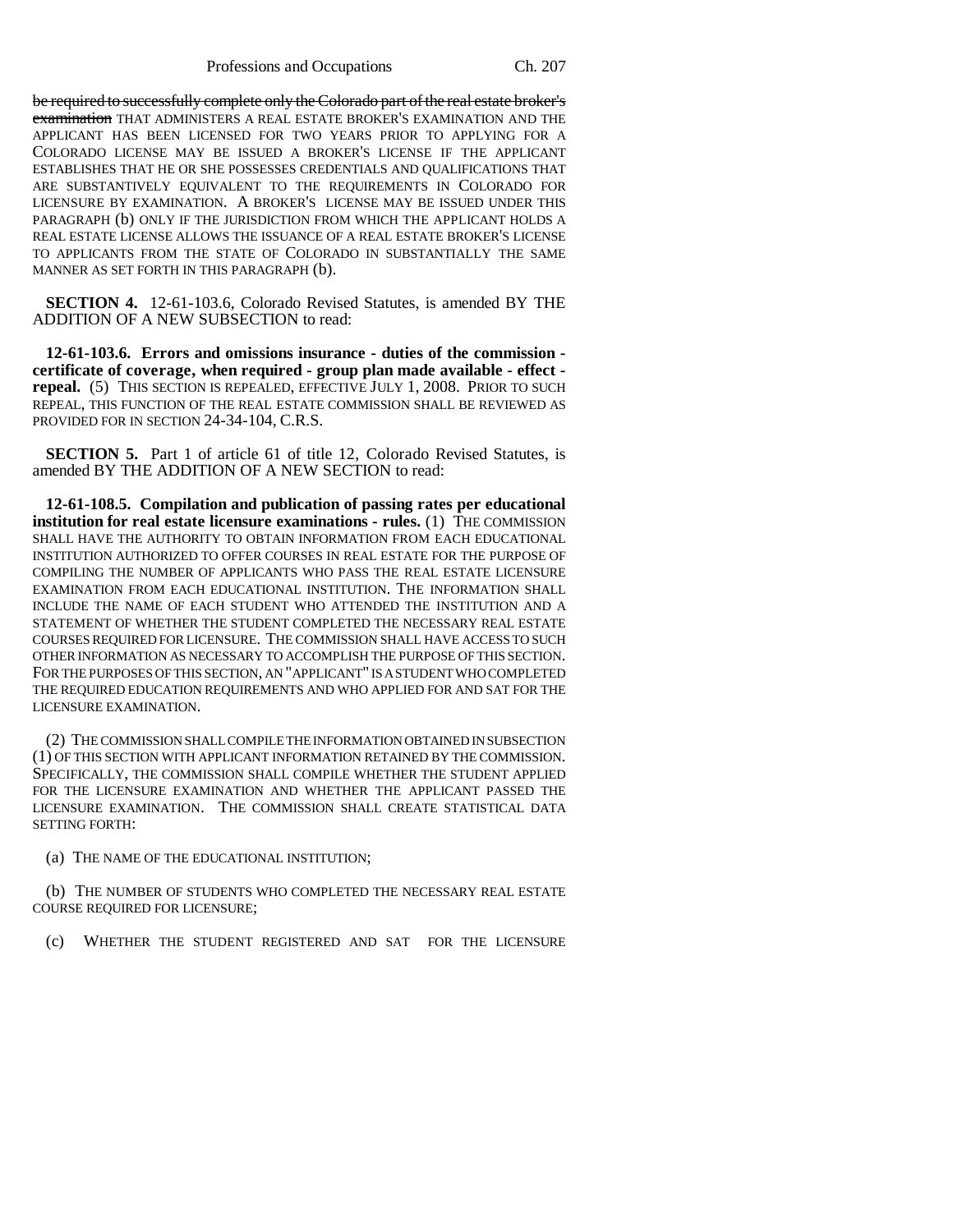~~be required to successfully complete only the Colorado part of the real estate broker's examination~~ THAT ADMINISTERS A REAL ESTATE BROKER'S EXAMINATION AND THE APPLICANT HAS BEEN LICENSED FOR TWO YEARS PRIOR TO APPLYING FOR A COLORADO LICENSE MAY BE ISSUED A BROKER'S LICENSE IF THE APPLICANT ESTABLISHES THAT HE OR SHE POSSESSES CREDENTIALS AND QUALIFICATIONS THAT ARE SUBSTANTIVELY EQUIVALENT TO THE REQUIREMENTS IN COLORADO FOR LICENSURE BY EXAMINATION. A BROKER'S LICENSE MAY BE ISSUED UNDER THIS PARAGRAPH (b) ONLY IF THE JURISDICTION FROM WHICH THE APPLICANT HOLDS A REAL ESTATE LICENSE ALLOWS THE ISSUANCE OF A REAL ESTATE BROKER'S LICENSE TO APPLICANTS FROM THE STATE OF COLORADO IN SUBSTANTIALLY THE SAME MANNER AS SET FORTH IN THIS PARAGRAPH (b).

**SECTION 4.** 12-61-103.6, Colorado Revised Statutes, is amended BY THE ADDITION OF A NEW SUBSECTION to read:

**12-61-103.6. Errors and omissions insurance - duties of the commission - certificate of coverage, when required - group plan made available - effect - repeal.** (5) THIS SECTION IS REPEALED, EFFECTIVE JULY 1, 2008. PRIOR TO SUCH REPEAL, THIS FUNCTION OF THE REAL ESTATE COMMISSION SHALL BE REVIEWED AS PROVIDED FOR IN SECTION 24-34-104, C.R.S.

**SECTION 5.** Part 1 of article 61 of title 12, Colorado Revised Statutes, is amended BY THE ADDITION OF A NEW SECTION to read:

**12-61-108.5. Compilation and publication of passing rates per educational institution for real estate licensure examinations - rules.** (1) THE COMMISSION SHALL HAVE THE AUTHORITY TO OBTAIN INFORMATION FROM EACH EDUCATIONAL INSTITUTION AUTHORIZED TO OFFER COURSES IN REAL ESTATE FOR THE PURPOSE OF COMPILING THE NUMBER OF APPLICANTS WHO PASS THE REAL ESTATE LICENSURE EXAMINATION FROM EACH EDUCATIONAL INSTITUTION. THE INFORMATION SHALL INCLUDE THE NAME OF EACH STUDENT WHO ATTENDED THE INSTITUTION AND A STATEMENT OF WHETHER THE STUDENT COMPLETED THE NECESSARY REAL ESTATE COURSES REQUIRED FOR LICENSURE. THE COMMISSION SHALL HAVE ACCESS TO SUCH OTHER INFORMATION AS NECESSARY TO ACCOMPLISH THE PURPOSE OF THIS SECTION. FOR THE PURPOSES OF THIS SECTION, AN "APPLICANT" IS A STUDENT WHO COMPLETED THE REQUIRED EDUCATION REQUIREMENTS AND WHO APPLIED FOR AND SAT FOR THE LICENSURE EXAMINATION.

(2) THE COMMISSION SHALL COMPILE THE INFORMATION OBTAINED IN SUBSECTION (1) OF THIS SECTION WITH APPLICANT INFORMATION RETAINED BY THE COMMISSION. SPECIFICALLY, THE COMMISSION SHALL COMPILE WHETHER THE STUDENT APPLIED FOR THE LICENSURE EXAMINATION AND WHETHER THE APPLICANT PASSED THE LICENSURE EXAMINATION. THE COMMISSION SHALL CREATE STATISTICAL DATA SETTING FORTH:

(a) THE NAME OF THE EDUCATIONAL INSTITUTION;

(b) THE NUMBER OF STUDENTS WHO COMPLETED THE NECESSARY REAL ESTATE COURSE REQUIRED FOR LICENSURE;

(c) WHETHER THE STUDENT REGISTERED AND SAT FOR THE LICENSURE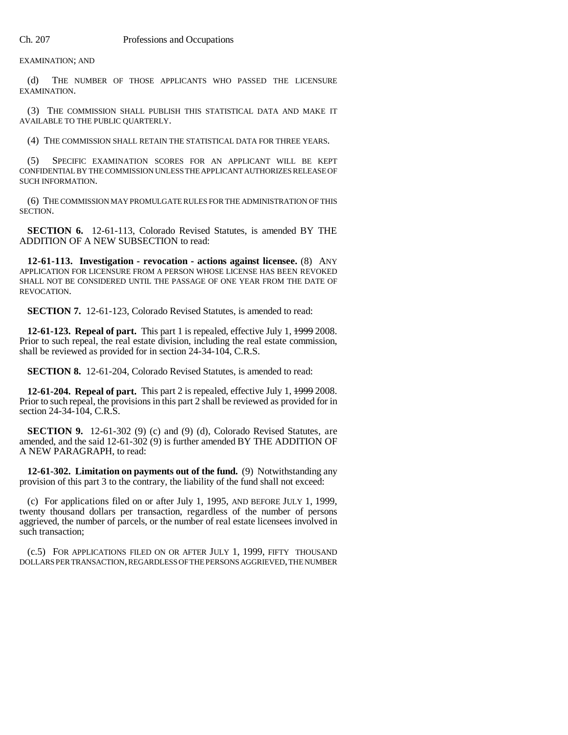EXAMINATION; AND

(d) THE NUMBER OF THOSE APPLICANTS WHO PASSED THE LICENSURE EXAMINATION.

(3) THE COMMISSION SHALL PUBLISH THIS STATISTICAL DATA AND MAKE IT AVAILABLE TO THE PUBLIC QUARTERLY.

(4) THE COMMISSION SHALL RETAIN THE STATISTICAL DATA FOR THREE YEARS.

(5) SPECIFIC EXAMINATION SCORES FOR AN APPLICANT WILL BE KEPT CONFIDENTIAL BY THE COMMISSION UNLESS THE APPLICANT AUTHORIZES RELEASE OF SUCH INFORMATION.

(6) THE COMMISSION MAY PROMULGATE RULES FOR THE ADMINISTRATION OF THIS SECTION.

**SECTION 6.** 12-61-113, Colorado Revised Statutes, is amended BY THE ADDITION OF A NEW SUBSECTION to read:

**12-61-113. Investigation - revocation - actions against licensee.** (8) ANY APPLICATION FOR LICENSURE FROM A PERSON WHOSE LICENSE HAS BEEN REVOKED SHALL NOT BE CONSIDERED UNTIL THE PASSAGE OF ONE YEAR FROM THE DATE OF REVOCATION.

**SECTION 7.** 12-61-123, Colorado Revised Statutes, is amended to read:

**12-61-123. Repeal of part.** This part 1 is repealed, effective July 1, ~~1999~~ 2008. Prior to such repeal, the real estate division, including the real estate commission, shall be reviewed as provided for in section 24-34-104, C.R.S.

**SECTION 8.** 12-61-204, Colorado Revised Statutes, is amended to read:

**12-61-204. Repeal of part.** This part 2 is repealed, effective July 1, ~~1999~~ 2008. Prior to such repeal, the provisions in this part 2 shall be reviewed as provided for in section 24-34-104, C.R.S.

**SECTION 9.** 12-61-302 (9) (c) and (9) (d), Colorado Revised Statutes, are amended, and the said 12-61-302 (9) is further amended BY THE ADDITION OF A NEW PARAGRAPH, to read:

**12-61-302. Limitation on payments out of the fund.** (9) Notwithstanding any provision of this part 3 to the contrary, the liability of the fund shall not exceed:

(c) For applications filed on or after July 1, 1995, AND BEFORE JULY 1, 1999, twenty thousand dollars per transaction, regardless of the number of persons aggrieved, the number of parcels, or the number of real estate licensees involved in such transaction;

(c.5) FOR APPLICATIONS FILED ON OR AFTER JULY 1, 1999, FIFTY THOUSAND DOLLARS PER TRANSACTION, REGARDLESS OF THE PERSONS AGGRIEVED, THE NUMBER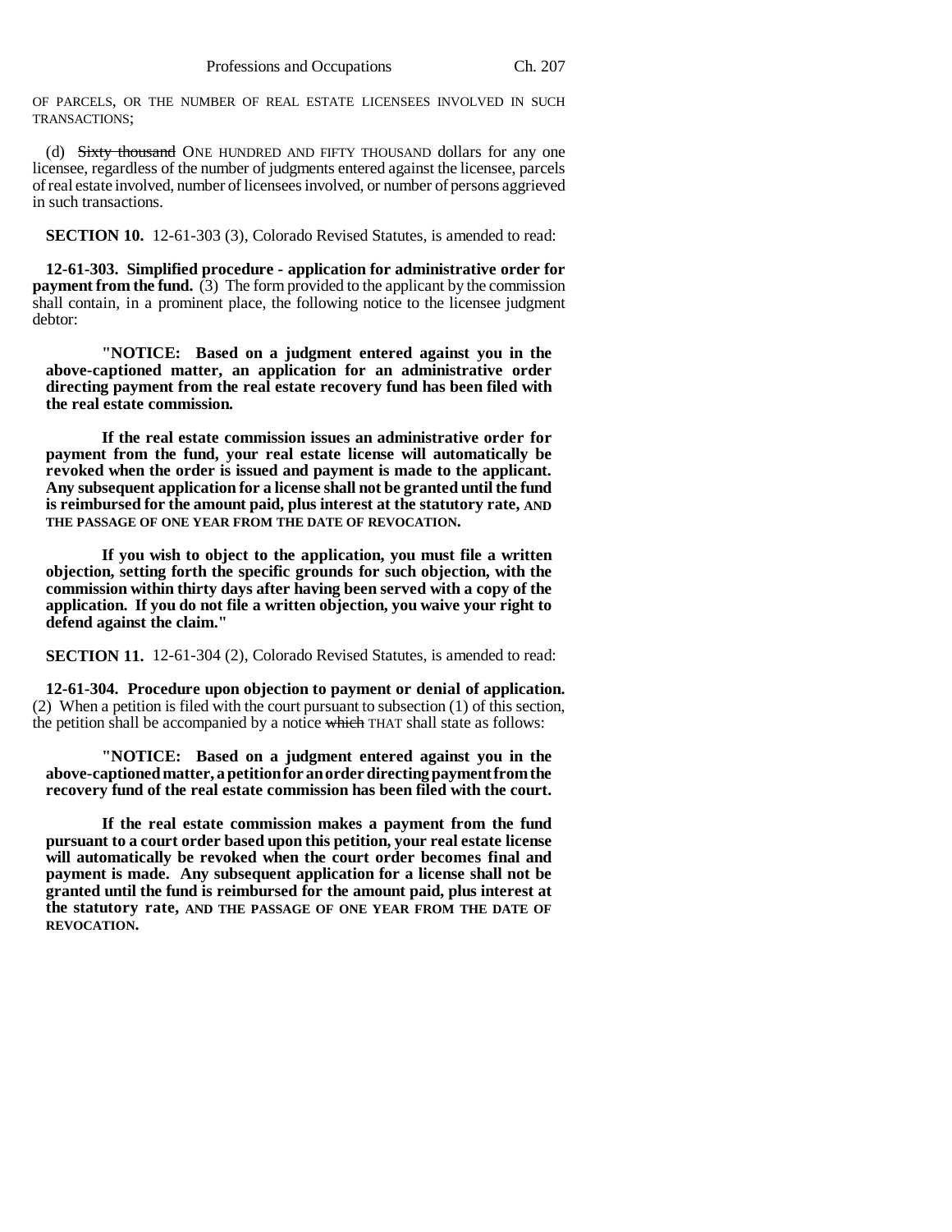OF PARCELS, OR THE NUMBER OF REAL ESTATE LICENSEES INVOLVED IN SUCH TRANSACTIONS;

(d) ~~Sixty thousand~~ ONE HUNDRED AND FIFTY THOUSAND dollars for any one licensee, regardless of the number of judgments entered against the licensee, parcels of real estate involved, number of licensees involved, or number of persons aggrieved in such transactions.

**SECTION 10.** 12-61-303 (3), Colorado Revised Statutes, is amended to read:

**12-61-303. Simplified procedure - application for administrative order for payment from the fund.** (3) The form provided to the applicant by the commission shall contain, in a prominent place, the following notice to the licensee judgment debtor:

> **"NOTICE: Based on a judgment entered against you in the above-captioned matter, an application for an administrative order directing payment from the real estate recovery fund has been filed with the real estate commission.**
>
> **If the real estate commission issues an administrative order for payment from the fund, your real estate license will automatically be revoked when the order is issued and payment is made to the applicant. Any subsequent application for a license shall not be granted until the fund is reimbursed for the amount paid, plus interest at the statutory rate, AND THE PASSAGE OF ONE YEAR FROM THE DATE OF REVOCATION.**
>
> **If you wish to object to the application, you must file a written objection, setting forth the specific grounds for such objection, with the commission within thirty days after having been served with a copy of the application. If you do not file a written objection, you waive your right to defend against the claim."**

**SECTION 11.** 12-61-304 (2), Colorado Revised Statutes, is amended to read:

**12-61-304. Procedure upon objection to payment or denial of application.** (2) When a petition is filed with the court pursuant to subsection (1) of this section, the petition shall be accompanied by a notice ~~which~~ THAT shall state as follows:

> **"NOTICE: Based on a judgment entered against you in the above-captioned matter, a petition for an order directing payment from the recovery fund of the real estate commission has been filed with the court.**
>
> **If the real estate commission makes a payment from the fund pursuant to a court order based upon this petition, your real estate license will automatically be revoked when the court order becomes final and payment is made. Any subsequent application for a license shall not be granted until the fund is reimbursed for the amount paid, plus interest at the statutory rate, AND THE PASSAGE OF ONE YEAR FROM THE DATE OF REVOCATION.**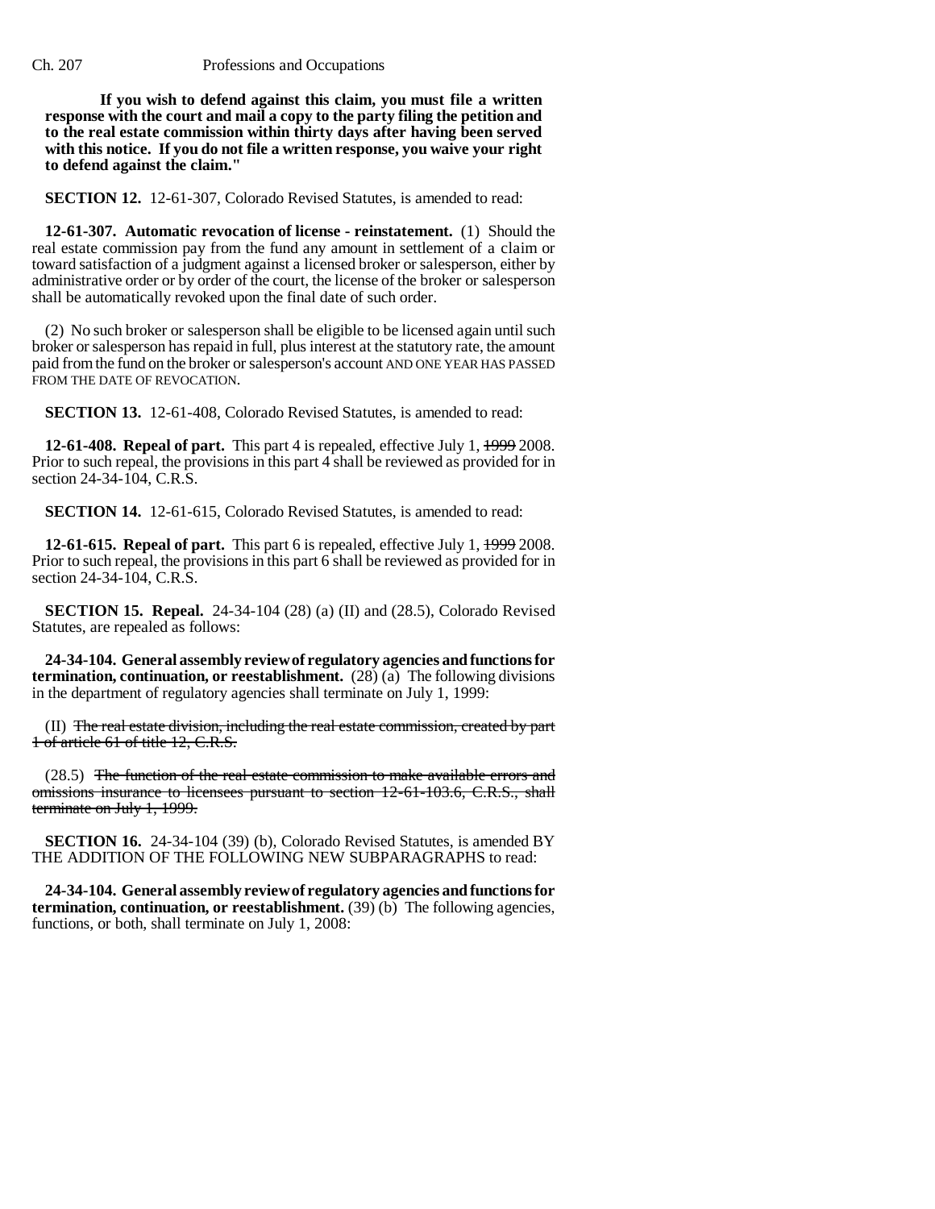**If you wish to defend against this claim, you must file a written response with the court and mail a copy to the party filing the petition and to the real estate commission within thirty days after having been served with this notice. If you do not file a written response, you waive your right to defend against the claim."**

**SECTION 12.** 12-61-307, Colorado Revised Statutes, is amended to read:

**12-61-307. Automatic revocation of license - reinstatement.** (1) Should the real estate commission pay from the fund any amount in settlement of a claim or toward satisfaction of a judgment against a licensed broker or salesperson, either by administrative order or by order of the court, the license of the broker or salesperson shall be automatically revoked upon the final date of such order.

(2) No such broker or salesperson shall be eligible to be licensed again until such broker or salesperson has repaid in full, plus interest at the statutory rate, the amount paid from the fund on the broker or salesperson's account AND ONE YEAR HAS PASSED FROM THE DATE OF REVOCATION.

**SECTION 13.** 12-61-408, Colorado Revised Statutes, is amended to read:

**12-61-408. Repeal of part.** This part 4 is repealed, effective July 1, ~~1999~~ 2008. Prior to such repeal, the provisions in this part 4 shall be reviewed as provided for in section 24-34-104, C.R.S.

**SECTION 14.** 12-61-615, Colorado Revised Statutes, is amended to read:

**12-61-615. Repeal of part.** This part 6 is repealed, effective July 1, ~~1999~~ 2008. Prior to such repeal, the provisions in this part 6 shall be reviewed as provided for in section 24-34-104, C.R.S.

**SECTION 15. Repeal.** 24-34-104 (28) (a) (II) and (28.5), Colorado Revised Statutes, are repealed as follows:

**24-34-104. General assembly review of regulatory agencies and functions for termination, continuation, or reestablishment.** (28) (a) The following divisions in the department of regulatory agencies shall terminate on July 1, 1999:

(II) ~~The real estate division, including the real estate commission, created by part 1 of article 61 of title 12, C.R.S.~~

(28.5) ~~The function of the real estate commission to make available errors and omissions insurance to licensees pursuant to section 12-61-103.6, C.R.S., shall terminate on July 1, 1999.~~

**SECTION 16.** 24-34-104 (39) (b), Colorado Revised Statutes, is amended BY THE ADDITION OF THE FOLLOWING NEW SUBPARAGRAPHS to read:

**24-34-104. General assembly review of regulatory agencies and functions for termination, continuation, or reestablishment.** (39) (b) The following agencies, functions, or both, shall terminate on July 1, 2008: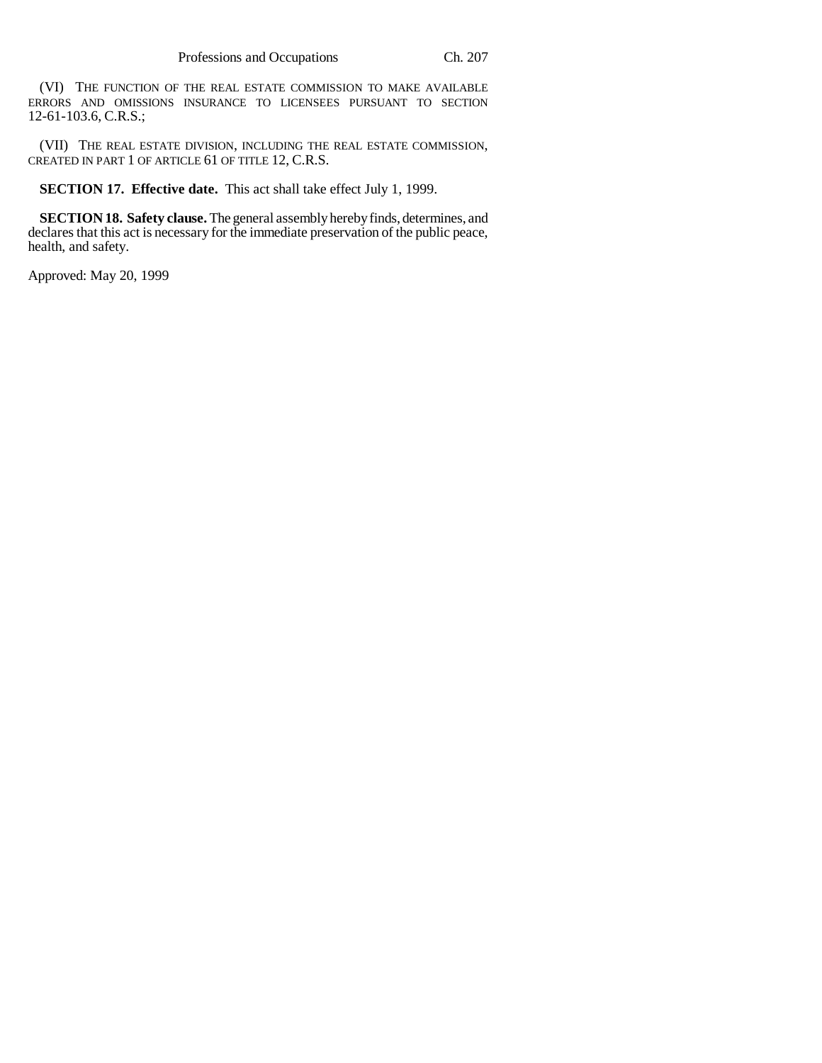(VI) THE FUNCTION OF THE REAL ESTATE COMMISSION TO MAKE AVAILABLE ERRORS AND OMISSIONS INSURANCE TO LICENSEES PURSUANT TO SECTION 12-61-103.6, C.R.S.;

(VII) THE REAL ESTATE DIVISION, INCLUDING THE REAL ESTATE COMMISSION, CREATED IN PART 1 OF ARTICLE 61 OF TITLE 12, C.R.S.

**SECTION 17. Effective date.** This act shall take effect July 1, 1999.

**SECTION 18. Safety clause.** The general assembly hereby finds, determines, and declares that this act is necessary for the immediate preservation of the public peace, health, and safety.

Approved: May 20, 1999